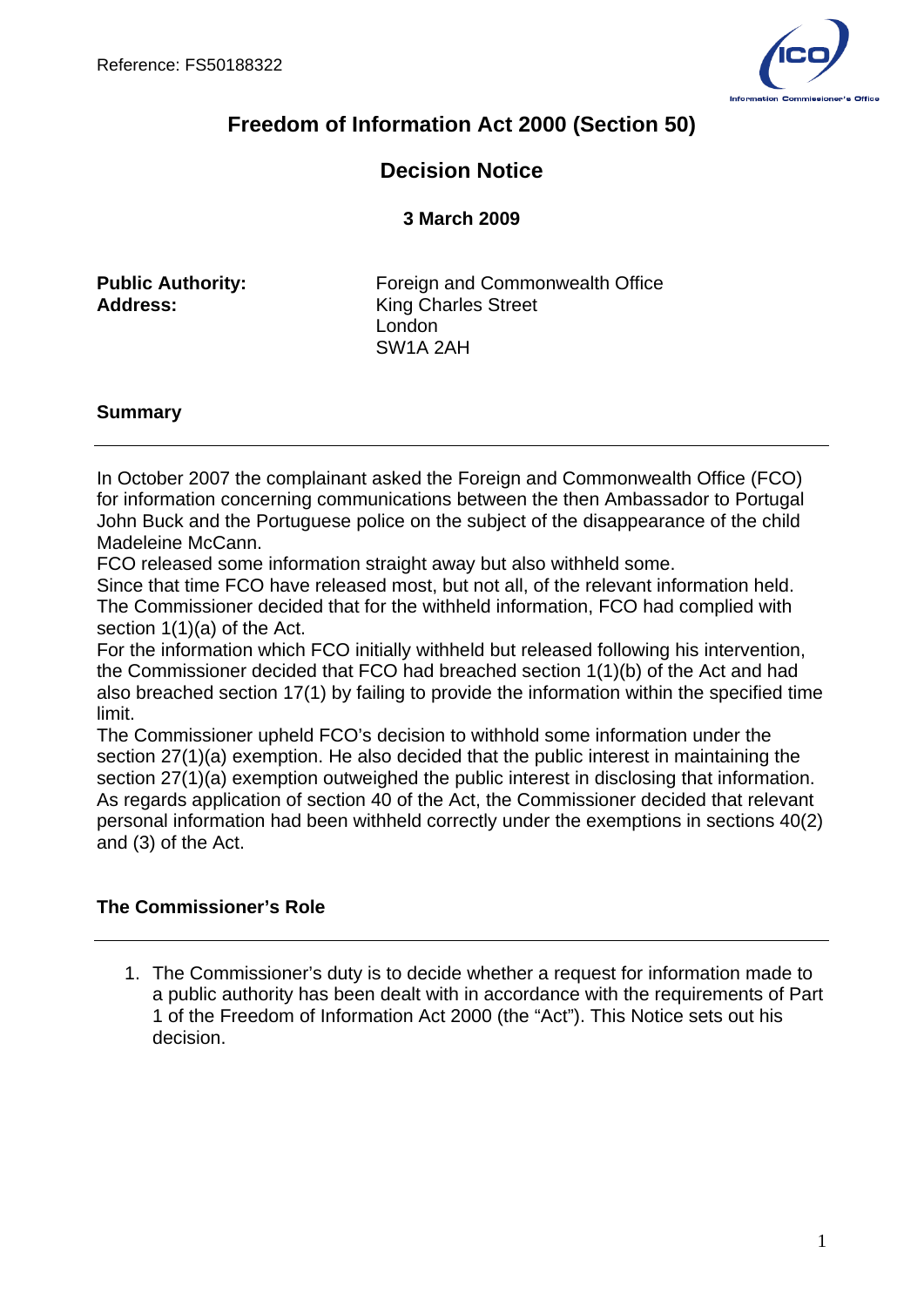# Freedom of Information Act 2000 (Section 50)

## Decision Notice

**3 March 2009**

**Public Authority:** Foreign and Commonwealth Office
**Address:** King Charles Street
London
SW1A 2AH

### Summary

In October 2007 the complainant asked the Foreign and Commonwealth Office (FCO) for information concerning communications between the then Ambassador to Portugal John Buck and the Portuguese police on the subject of the disappearance of the child Madeleine McCann.

FCO released some information straight away but also withheld some.

Since that time FCO have released most, but not all, of the relevant information held.

The Commissioner decided that for the withheld information, FCO had complied with section 1(1)(a) of the Act.

For the information which FCO initially withheld but released following his intervention, the Commissioner decided that FCO had breached section 1(1)(b) of the Act and had also breached section 17(1) by failing to provide the information within the specified time limit.

The Commissioner upheld FCO's decision to withhold some information under the section 27(1)(a) exemption. He also decided that the public interest in maintaining the section 27(1)(a) exemption outweighed the public interest in disclosing that information.

As regards application of section 40 of the Act, the Commissioner decided that relevant personal information had been withheld correctly under the exemptions in sections 40(2) and (3) of the Act.

### The Commissioner's Role

1. The Commissioner's duty is to decide whether a request for information made to a public authority has been dealt with in accordance with the requirements of Part 1 of the Freedom of Information Act 2000 (the "Act"). This Notice sets out his decision.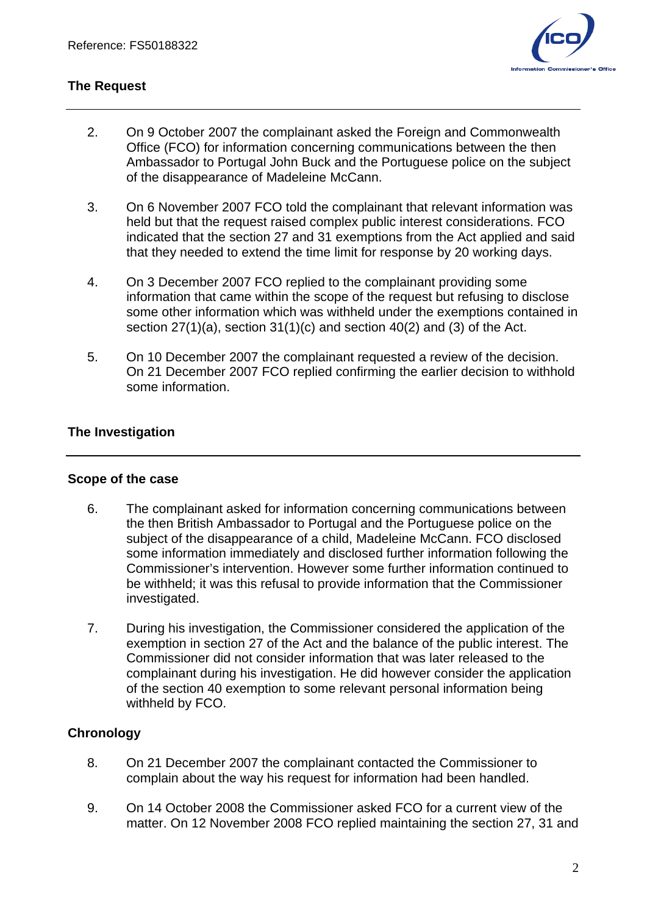## The Request

2. On 9 October 2007 the complainant asked the Foreign and Commonwealth Office (FCO) for information concerning communications between the then Ambassador to Portugal John Buck and the Portuguese police on the subject of the disappearance of Madeleine McCann.

3. On 6 November 2007 FCO told the complainant that relevant information was held but that the request raised complex public interest considerations. FCO indicated that the section 27 and 31 exemptions from the Act applied and said that they needed to extend the time limit for response by 20 working days.

4. On 3 December 2007 FCO replied to the complainant providing some information that came within the scope of the request but refusing to disclose some other information which was withheld under the exemptions contained in section 27(1)(a), section 31(1)(c) and section 40(2) and (3) of the Act.

5. On 10 December 2007 the complainant requested a review of the decision. On 21 December 2007 FCO replied confirming the earlier decision to withhold some information.

## The Investigation

### Scope of the case

6. The complainant asked for information concerning communications between the then British Ambassador to Portugal and the Portuguese police on the subject of the disappearance of a child, Madeleine McCann. FCO disclosed some information immediately and disclosed further information following the Commissioner's intervention. However some further information continued to be withheld; it was this refusal to provide information that the Commissioner investigated.

7. During his investigation, the Commissioner considered the application of the exemption in section 27 of the Act and the balance of the public interest. The Commissioner did not consider information that was later released to the complainant during his investigation. He did however consider the application of the section 40 exemption to some relevant personal information being withheld by FCO.

### Chronology

8. On 21 December 2007 the complainant contacted the Commissioner to complain about the way his request for information had been handled.

9. On 14 October 2008 the Commissioner asked FCO for a current view of the matter. On 12 November 2008 FCO replied maintaining the section 27, 31 and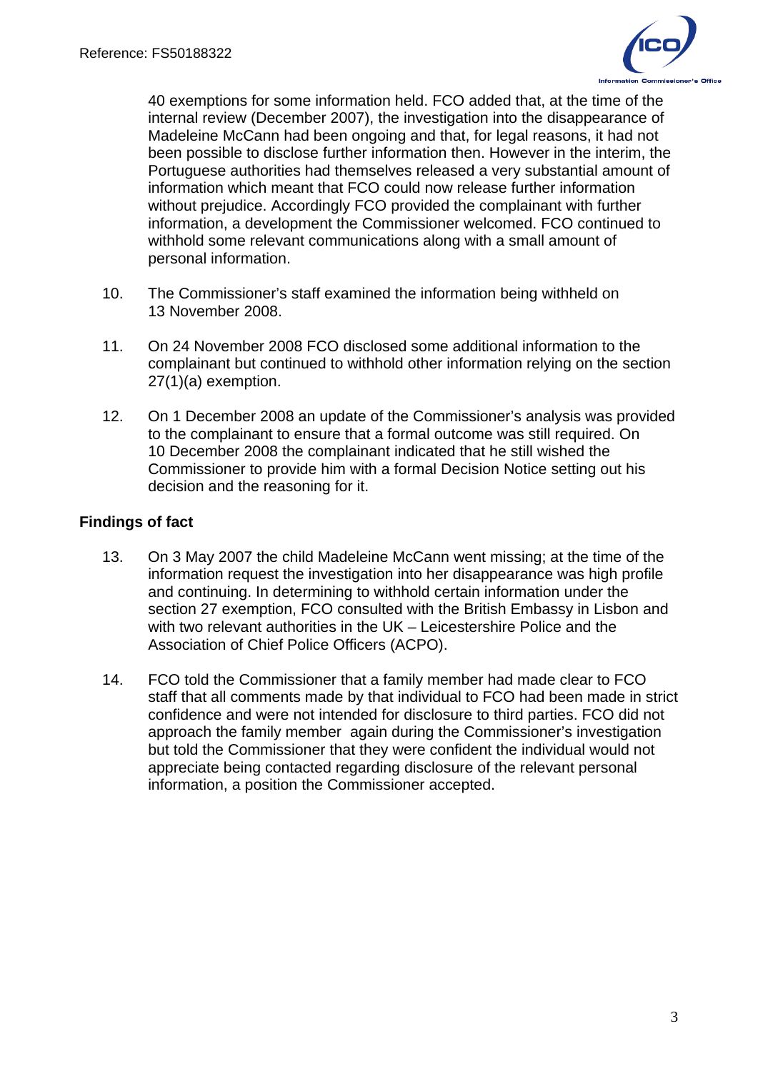40 exemptions for some information held. FCO added that, at the time of the internal review (December 2007), the investigation into the disappearance of Madeleine McCann had been ongoing and that, for legal reasons, it had not been possible to disclose further information then. However in the interim, the Portuguese authorities had themselves released a very substantial amount of information which meant that FCO could now release further information without prejudice. Accordingly FCO provided the complainant with further information, a development the Commissioner welcomed. FCO continued to withhold some relevant communications along with a small amount of personal information.

10. The Commissioner's staff examined the information being withheld on 13 November 2008.

11. On 24 November 2008 FCO disclosed some additional information to the complainant but continued to withhold other information relying on the section 27(1)(a) exemption.

12. On 1 December 2008 an update of the Commissioner's analysis was provided to the complainant to ensure that a formal outcome was still required. On 10 December 2008 the complainant indicated that he still wished the Commissioner to provide him with a formal Decision Notice setting out his decision and the reasoning for it.

## Findings of fact

13. On 3 May 2007 the child Madeleine McCann went missing; at the time of the information request the investigation into her disappearance was high profile and continuing. In determining to withhold certain information under the section 27 exemption, FCO consulted with the British Embassy in Lisbon and with two relevant authorities in the UK – Leicestershire Police and the Association of Chief Police Officers (ACPO).

14. FCO told the Commissioner that a family member had made clear to FCO staff that all comments made by that individual to FCO had been made in strict confidence and were not intended for disclosure to third parties. FCO did not approach the family member again during the Commissioner's investigation but told the Commissioner that they were confident the individual would not appreciate being contacted regarding disclosure of the relevant personal information, a position the Commissioner accepted.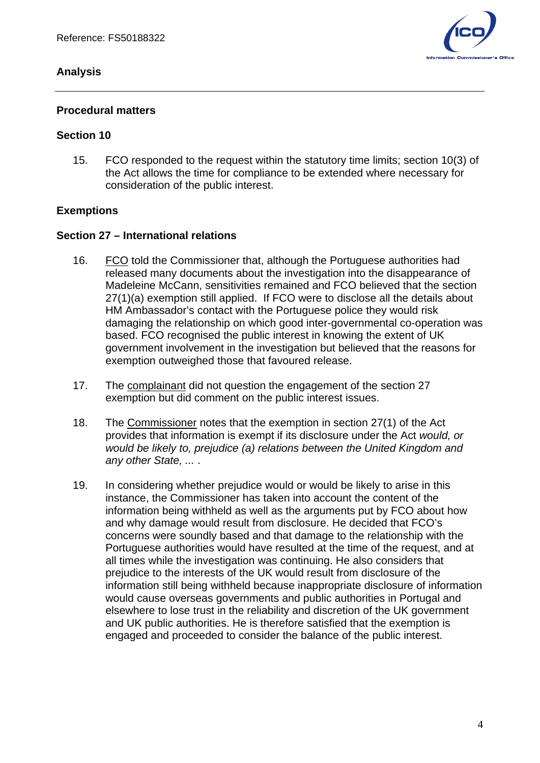## Analysis

### Procedural matters

### Section 10

15. FCO responded to the request within the statutory time limits; section 10(3) of the Act allows the time for compliance to be extended where necessary for consideration of the public interest.

### Exemptions

### Section 27 – International relations

16. FCO told the Commissioner that, although the Portuguese authorities had released many documents about the investigation into the disappearance of Madeleine McCann, sensitivities remained and FCO believed that the section 27(1)(a) exemption still applied. If FCO were to disclose all the details about HM Ambassador's contact with the Portuguese police they would risk damaging the relationship on which good inter-governmental co-operation was based. FCO recognised the public interest in knowing the extent of UK government involvement in the investigation but believed that the reasons for exemption outweighed those that favoured release.

17. The complainant did not question the engagement of the section 27 exemption but did comment on the public interest issues.

18. The Commissioner notes that the exemption in section 27(1) of the Act provides that information is exempt if its disclosure under the Act *would, or would be likely to, prejudice (a) relations between the United Kingdom and any other State, ...* .

19. In considering whether prejudice would or would be likely to arise in this instance, the Commissioner has taken into account the content of the information being withheld as well as the arguments put by FCO about how and why damage would result from disclosure. He decided that FCO's concerns were soundly based and that damage to the relationship with the Portuguese authorities would have resulted at the time of the request, and at all times while the investigation was continuing. He also considers that prejudice to the interests of the UK would result from disclosure of the information still being withheld because inappropriate disclosure of information would cause overseas governments and public authorities in Portugal and elsewhere to lose trust in the reliability and discretion of the UK government and UK public authorities. He is therefore satisfied that the exemption is engaged and proceeded to consider the balance of the public interest.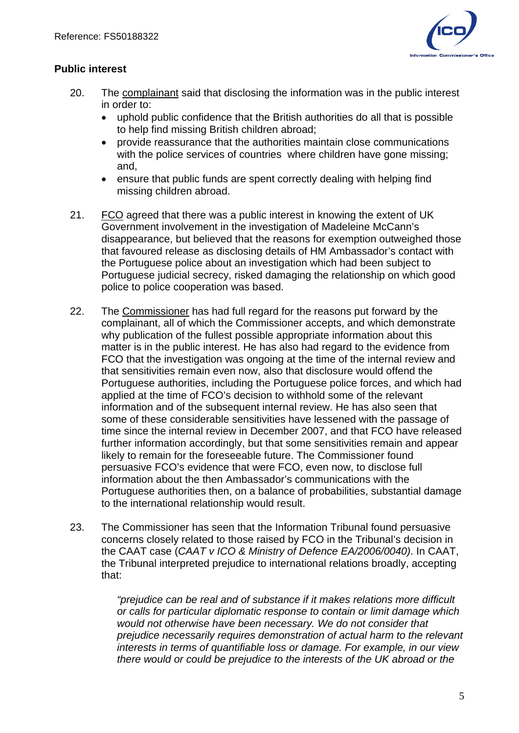## Public interest

20. The complainant said that disclosing the information was in the public interest in order to:
    - uphold public confidence that the British authorities do all that is possible to help find missing British children abroad;
    - provide reassurance that the authorities maintain close communications with the police services of countries where children have gone missing; and,
    - ensure that public funds are spent correctly dealing with helping find missing children abroad.

21. FCO agreed that there was a public interest in knowing the extent of UK Government involvement in the investigation of Madeleine McCann's disappearance, but believed that the reasons for exemption outweighed those that favoured release as disclosing details of HM Ambassador's contact with the Portuguese police about an investigation which had been subject to Portuguese judicial secrecy, risked damaging the relationship on which good police to police cooperation was based.

22. The Commissioner has had full regard for the reasons put forward by the complainant, all of which the Commissioner accepts, and which demonstrate why publication of the fullest possible appropriate information about this matter is in the public interest. He has also had regard to the evidence from FCO that the investigation was ongoing at the time of the internal review and that sensitivities remain even now, also that disclosure would offend the Portuguese authorities, including the Portuguese police forces, and which had applied at the time of FCO's decision to withhold some of the relevant information and of the subsequent internal review. He has also seen that some of these considerable sensitivities have lessened with the passage of time since the internal review in December 2007, and that FCO have released further information accordingly, but that some sensitivities remain and appear likely to remain for the foreseeable future. The Commissioner found persuasive FCO's evidence that were FCO, even now, to disclose full information about the then Ambassador's communications with the Portuguese authorities then, on a balance of probabilities, substantial damage to the international relationship would result.

23. The Commissioner has seen that the Information Tribunal found persuasive concerns closely related to those raised by FCO in the Tribunal's decision in the CAAT case (*CAAT v ICO & Ministry of Defence EA/2006/0040)*. In CAAT, the Tribunal interpreted prejudice to international relations broadly, accepting that:

    *"prejudice can be real and of substance if it makes relations more difficult or calls for particular diplomatic response to contain or limit damage which would not otherwise have been necessary. We do not consider that prejudice necessarily requires demonstration of actual harm to the relevant interests in terms of quantifiable loss or damage. For example, in our view there would or could be prejudice to the interests of the UK abroad or the*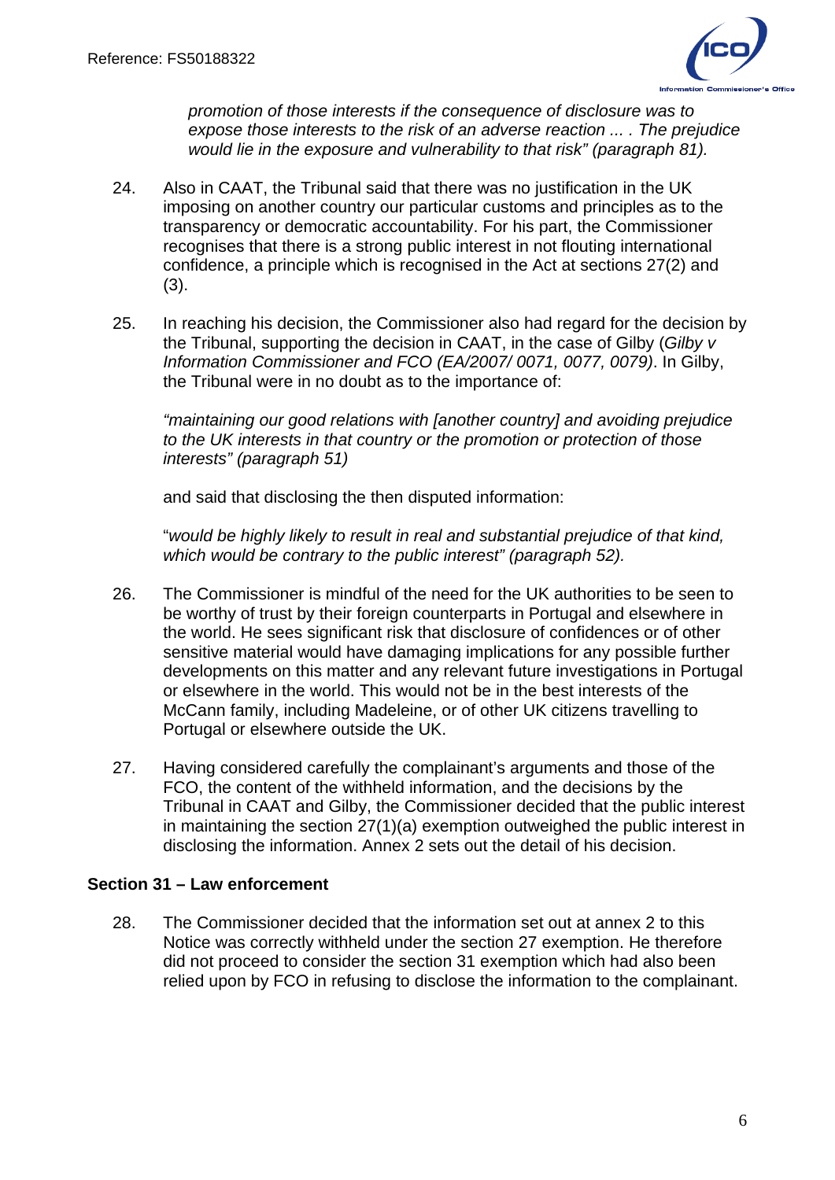*promotion of those interests if the consequence of disclosure was to expose those interests to the risk of an adverse reaction ... . The prejudice would lie in the exposure and vulnerability to that risk" (paragraph 81).*

24. Also in CAAT, the Tribunal said that there was no justification in the UK imposing on another country our particular customs and principles as to the transparency or democratic accountability. For his part, the Commissioner recognises that there is a strong public interest in not flouting international confidence, a principle which is recognised in the Act at sections 27(2) and (3).

25. In reaching his decision, the Commissioner also had regard for the decision by the Tribunal, supporting the decision in CAAT, in the case of Gilby (*Gilby v Information Commissioner and FCO (EA/2007/ 0071, 0077, 0079)*. In Gilby, the Tribunal were in no doubt as to the importance of:

    *"maintaining our good relations with [another country] and avoiding prejudice to the UK interests in that country or the promotion or protection of those interests" (paragraph 51)*

    and said that disclosing the then disputed information:

    "*would be highly likely to result in real and substantial prejudice of that kind, which would be contrary to the public interest" (paragraph 52).*

26. The Commissioner is mindful of the need for the UK authorities to be seen to be worthy of trust by their foreign counterparts in Portugal and elsewhere in the world. He sees significant risk that disclosure of confidences or of other sensitive material would have damaging implications for any possible further developments on this matter and any relevant future investigations in Portugal or elsewhere in the world. This would not be in the best interests of the McCann family, including Madeleine, or of other UK citizens travelling to Portugal or elsewhere outside the UK.

27. Having considered carefully the complainant's arguments and those of the FCO, the content of the withheld information, and the decisions by the Tribunal in CAAT and Gilby, the Commissioner decided that the public interest in maintaining the section 27(1)(a) exemption outweighed the public interest in disclosing the information. Annex 2 sets out the detail of his decision.

**Section 31 – Law enforcement**

28. The Commissioner decided that the information set out at annex 2 to this Notice was correctly withheld under the section 27 exemption. He therefore did not proceed to consider the section 31 exemption which had also been relied upon by FCO in refusing to disclose the information to the complainant.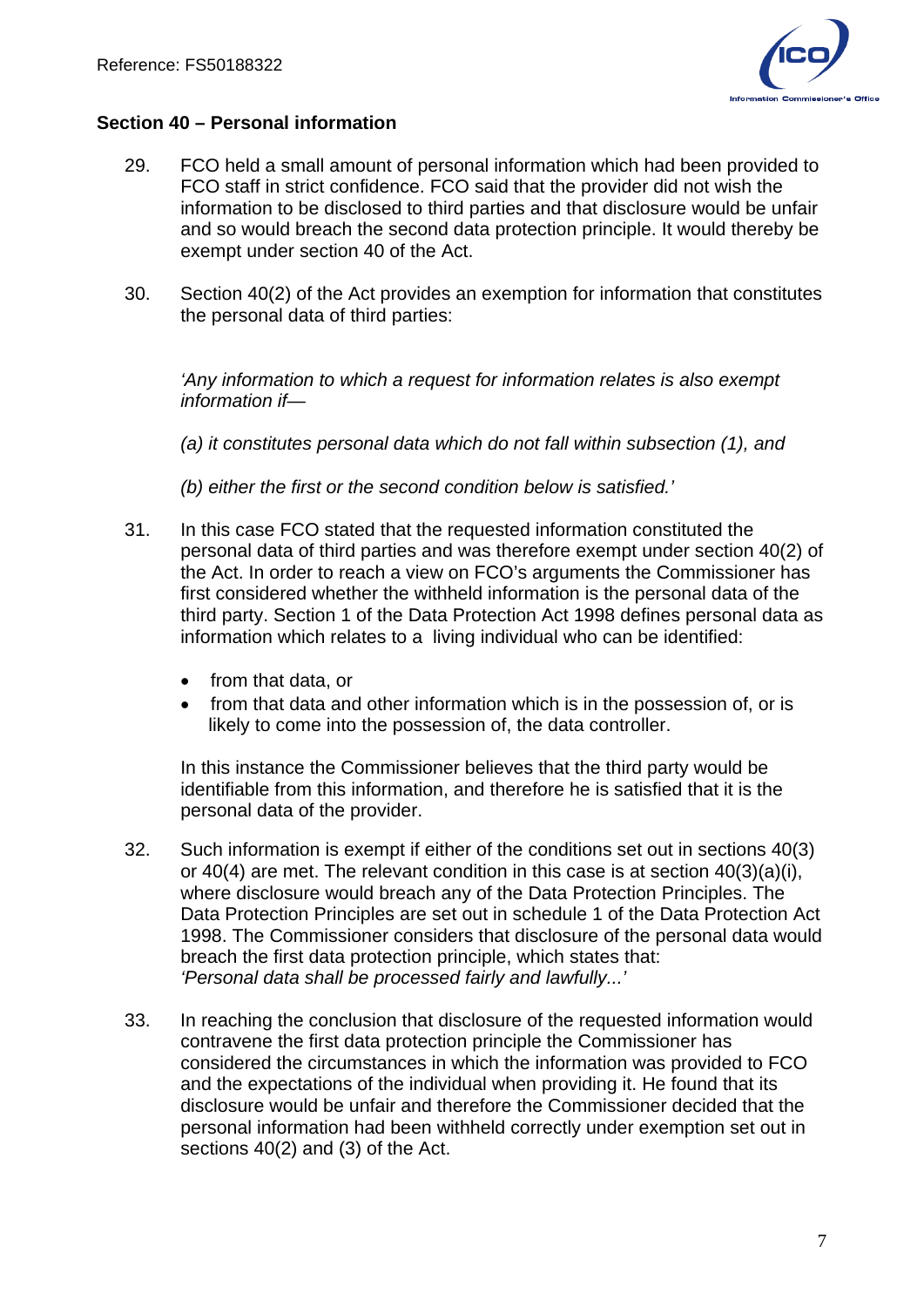### Section 40 – Personal information

29. FCO held a small amount of personal information which had been provided to FCO staff in strict confidence. FCO said that the provider did not wish the information to be disclosed to third parties and that disclosure would be unfair and so would breach the second data protection principle. It would thereby be exempt under section 40 of the Act.

30. Section 40(2) of the Act provides an exemption for information that constitutes the personal data of third parties:

    *'Any information to which a request for information relates is also exempt information if—*

    *(a) it constitutes personal data which do not fall within subsection (1), and*

    *(b) either the first or the second condition below is satisfied.'*

31. In this case FCO stated that the requested information constituted the personal data of third parties and was therefore exempt under section 40(2) of the Act. In order to reach a view on FCO's arguments the Commissioner has first considered whether the withheld information is the personal data of the third party. Section 1 of the Data Protection Act 1998 defines personal data as information which relates to a living individual who can be identified:

    - from that data, or
    - from that data and other information which is in the possession of, or is likely to come into the possession of, the data controller.

    In this instance the Commissioner believes that the third party would be identifiable from this information, and therefore he is satisfied that it is the personal data of the provider.

32. Such information is exempt if either of the conditions set out in sections 40(3) or 40(4) are met. The relevant condition in this case is at section 40(3)(a)(i), where disclosure would breach any of the Data Protection Principles. The Data Protection Principles are set out in schedule 1 of the Data Protection Act 1998. The Commissioner considers that disclosure of the personal data would breach the first data protection principle, which states that:
    *'Personal data shall be processed fairly and lawfully...'*

33. In reaching the conclusion that disclosure of the requested information would contravene the first data protection principle the Commissioner has considered the circumstances in which the information was provided to FCO and the expectations of the individual when providing it. He found that its disclosure would be unfair and therefore the Commissioner decided that the personal information had been withheld correctly under exemption set out in sections 40(2) and (3) of the Act.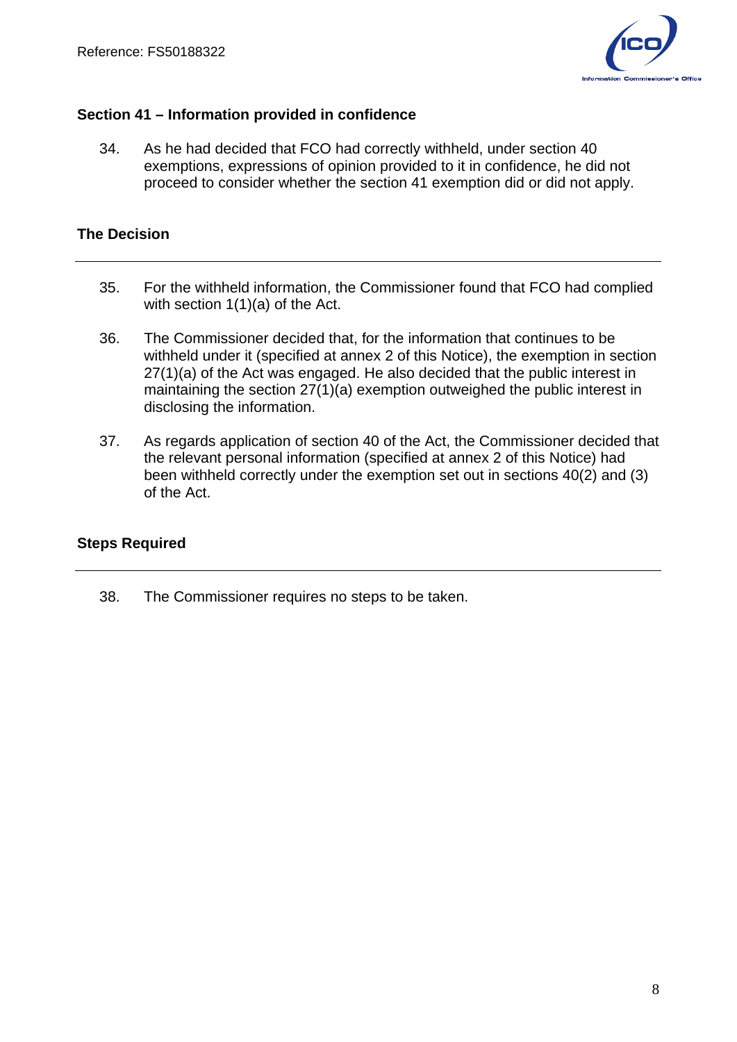### Section 41 – Information provided in confidence

34. As he had decided that FCO had correctly withheld, under section 40 exemptions, expressions of opinion provided to it in confidence, he did not proceed to consider whether the section 41 exemption did or did not apply.

## The Decision

35. For the withheld information, the Commissioner found that FCO had complied with section 1(1)(a) of the Act.

36. The Commissioner decided that, for the information that continues to be withheld under it (specified at annex 2 of this Notice), the exemption in section 27(1)(a) of the Act was engaged. He also decided that the public interest in maintaining the section 27(1)(a) exemption outweighed the public interest in disclosing the information.

37. As regards application of section 40 of the Act, the Commissioner decided that the relevant personal information (specified at annex 2 of this Notice) had been withheld correctly under the exemption set out in sections 40(2) and (3) of the Act.

## Steps Required

38. The Commissioner requires no steps to be taken.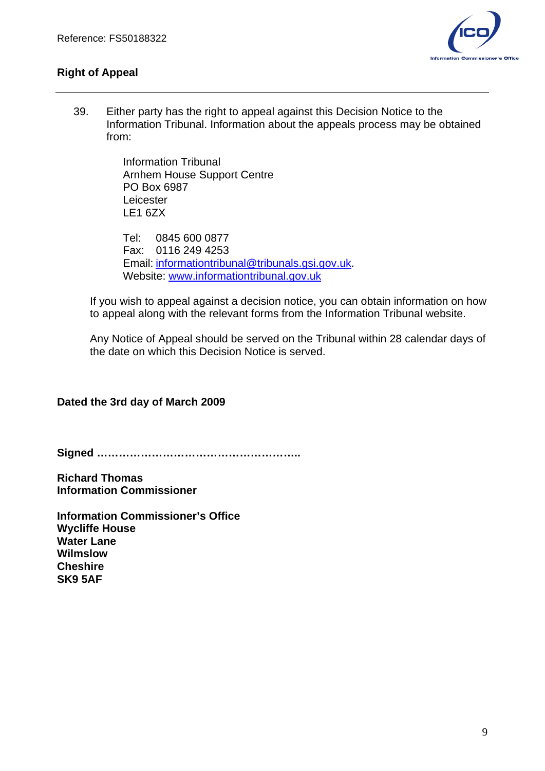## Right of Appeal

39. Either party has the right to appeal against this Decision Notice to the Information Tribunal. Information about the appeals process may be obtained from:

    Information Tribunal
    Arnhem House Support Centre
    PO Box 6987
    Leicester
    LE1 6ZX

    Tel: 0845 600 0877
    Fax: 0116 249 4253
    Email: informationtribunal@tribunals.gsi.gov.uk.
    Website: www.informationtribunal.gov.uk

If you wish to appeal against a decision notice, you can obtain information on how to appeal along with the relevant forms from the Information Tribunal website.

Any Notice of Appeal should be served on the Tribunal within 28 calendar days of the date on which this Decision Notice is served.

**Dated the 3rd day of March 2009**

**Signed ………………………………………………..**

**Richard Thomas**
**Information Commissioner**

**Information Commissioner's Office**
**Wycliffe House**
**Water Lane**
**Wilmslow**
**Cheshire**
**SK9 5AF**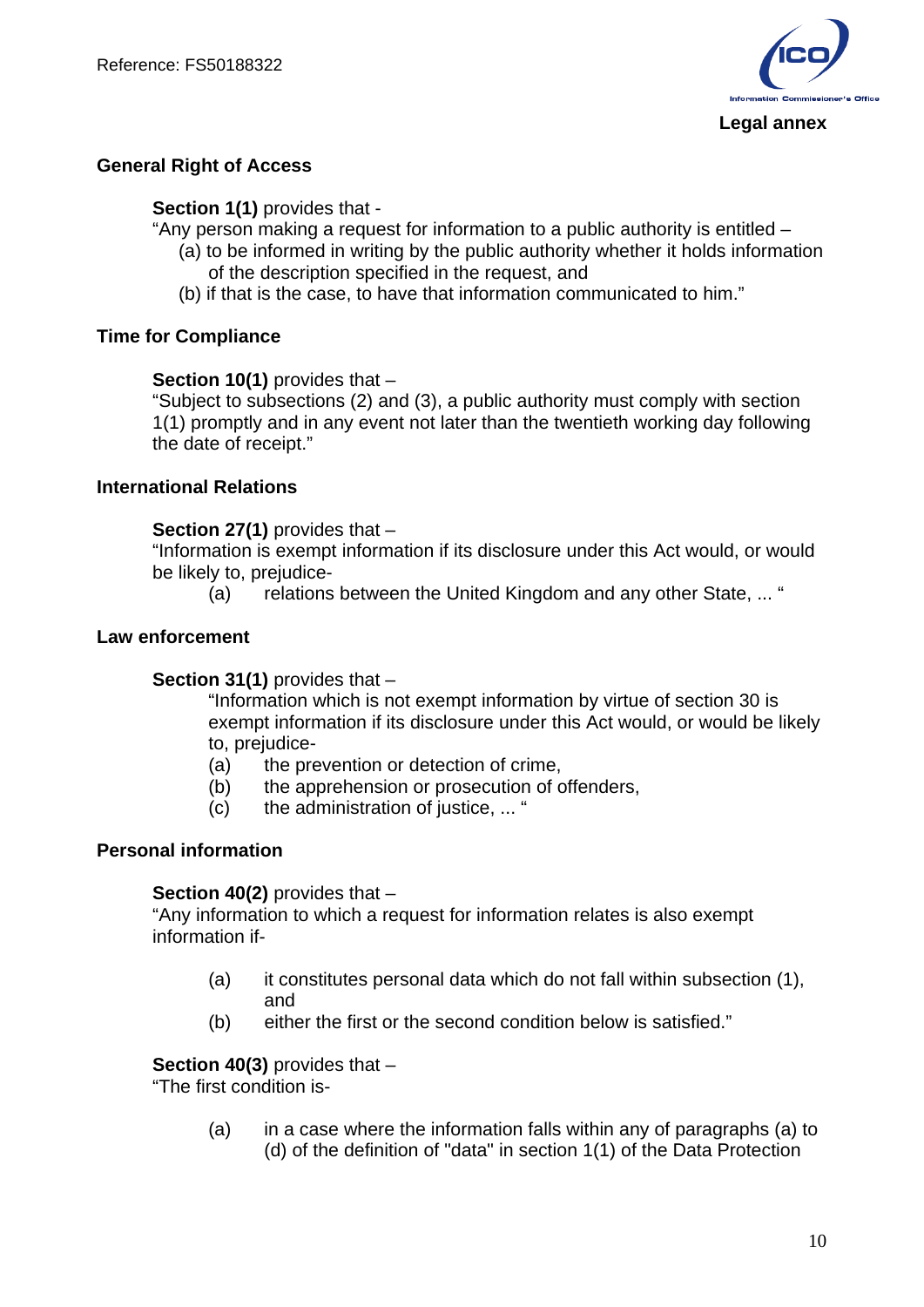**Legal annex**

## General Right of Access

**Section 1(1)** provides that -

"Any person making a request for information to a public authority is entitled –

(a) to be informed in writing by the public authority whether it holds information of the description specified in the request, and

(b) if that is the case, to have that information communicated to him."

## Time for Compliance

**Section 10(1)** provides that –

"Subject to subsections (2) and (3), a public authority must comply with section 1(1) promptly and in any event not later than the twentieth working day following the date of receipt."

## International Relations

**Section 27(1)** provides that –

"Information is exempt information if its disclosure under this Act would, or would be likely to, prejudice-

(a) relations between the United Kingdom and any other State, ... "

## Law enforcement

**Section 31(1)** provides that –

"Information which is not exempt information by virtue of section 30 is exempt information if its disclosure under this Act would, or would be likely to, prejudice-

(a) the prevention or detection of crime,

(b) the apprehension or prosecution of offenders,

(c) the administration of justice, ... "

## Personal information

**Section 40(2)** provides that –

"Any information to which a request for information relates is also exempt information if-

(a) it constitutes personal data which do not fall within subsection (1), and

(b) either the first or the second condition below is satisfied."

**Section 40(3)** provides that –

"The first condition is-

(a) in a case where the information falls within any of paragraphs (a) to (d) of the definition of "data" in section 1(1) of the Data Protection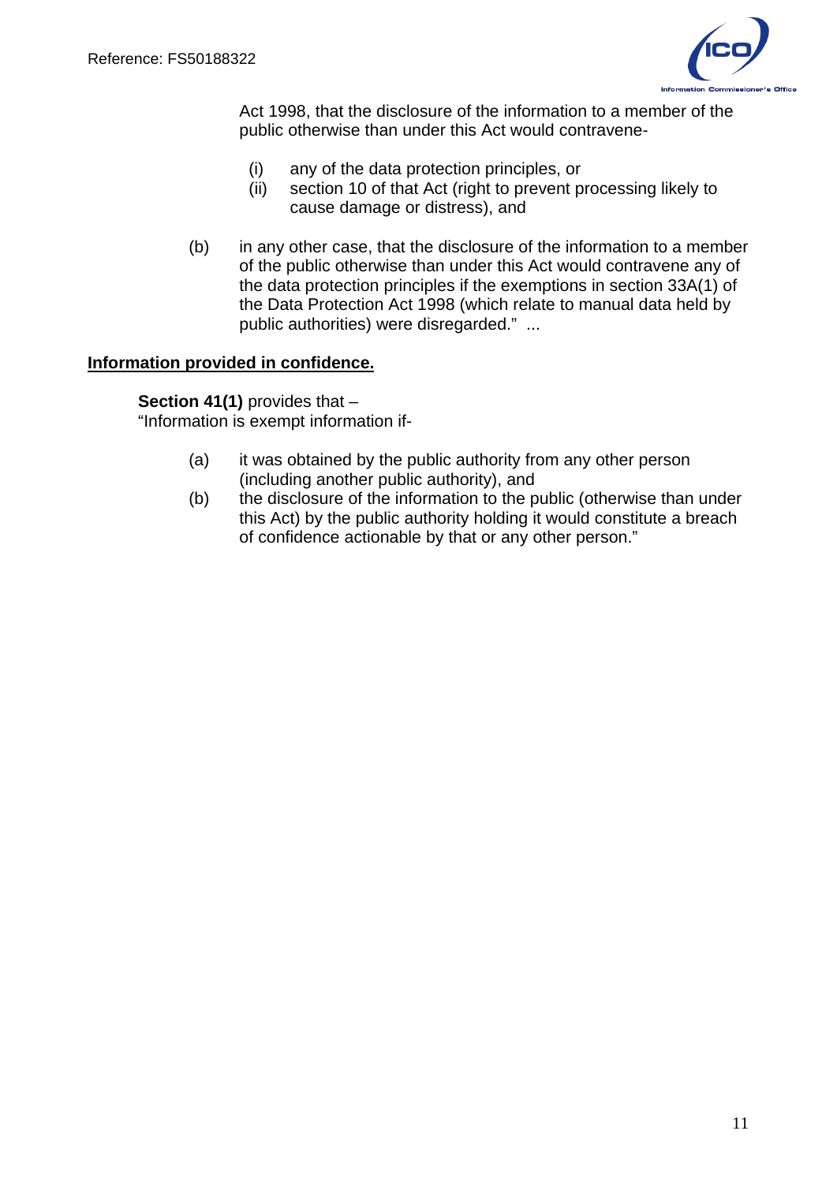Act 1998, that the disclosure of the information to a member of the public otherwise than under this Act would contravene-

(i) any of the data protection principles, or
(ii) section 10 of that Act (right to prevent processing likely to cause damage or distress), and

(b) in any other case, that the disclosure of the information to a member of the public otherwise than under this Act would contravene any of the data protection principles if the exemptions in section 33A(1) of the Data Protection Act 1998 (which relate to manual data held by public authorities) were disregarded." ...

**Information provided in confidence.**

**Section 41(1)** provides that –
"Information is exempt information if-

(a) it was obtained by the public authority from any other person (including another public authority), and
(b) the disclosure of the information to the public (otherwise than under this Act) by the public authority holding it would constitute a breach of confidence actionable by that or any other person."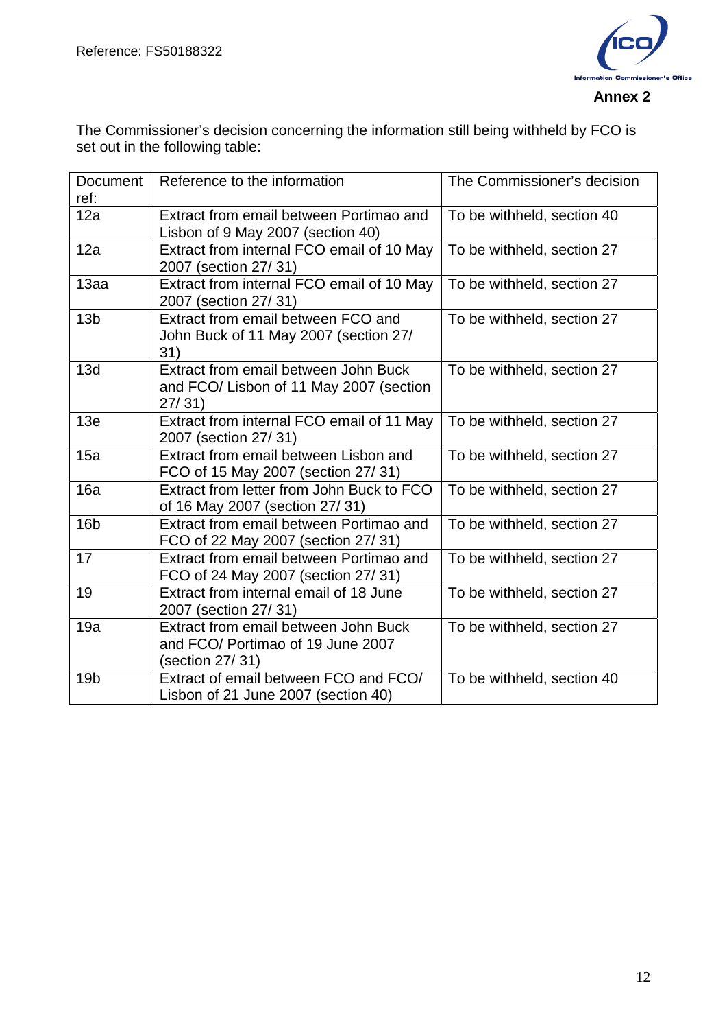**Annex 2**

The Commissioner's decision concerning the information still being withheld by FCO is set out in the following table:

| Document ref: | Reference to the information | The Commissioner's decision |
|---|---|---|
| 12a | Extract from email between Portimao and Lisbon of 9 May 2007 (section 40) | To be withheld, section 40 |
| 12a | Extract from internal FCO email of 10 May 2007 (section 27/ 31) | To be withheld, section 27 |
| 13aa | Extract from internal FCO email of 10 May 2007 (section 27/ 31) | To be withheld, section 27 |
| 13b | Extract from email between FCO and John Buck of 11 May 2007 (section 27/ 31) | To be withheld, section 27 |
| 13d | Extract from email between John Buck and FCO/ Lisbon of 11 May 2007 (section 27/ 31) | To be withheld, section 27 |
| 13e | Extract from internal FCO email of 11 May 2007 (section 27/ 31) | To be withheld, section 27 |
| 15a | Extract from email between Lisbon and FCO of 15 May 2007 (section 27/ 31) | To be withheld, section 27 |
| 16a | Extract from letter from John Buck to FCO of 16 May 2007 (section 27/ 31) | To be withheld, section 27 |
| 16b | Extract from email between Portimao and FCO of 22 May 2007 (section 27/ 31) | To be withheld, section 27 |
| 17 | Extract from email between Portimao and FCO of 24 May 2007 (section 27/ 31) | To be withheld, section 27 |
| 19 | Extract from internal email of 18 June 2007 (section 27/ 31) | To be withheld, section 27 |
| 19a | Extract from email between John Buck and FCO/ Portimao of 19 June 2007 (section 27/ 31) | To be withheld, section 27 |
| 19b | Extract of email between FCO and FCO/ Lisbon of 21 June 2007 (section 40) | To be withheld, section 40 |